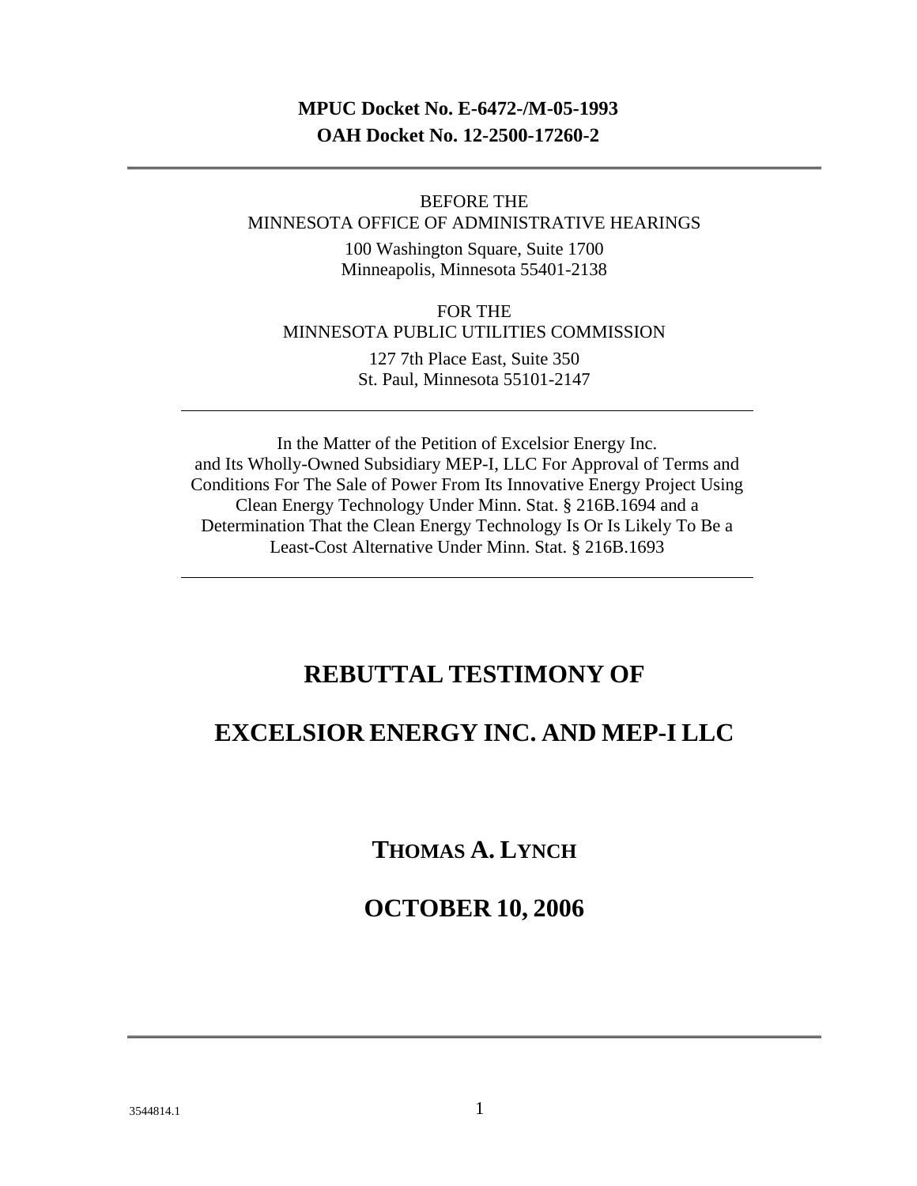**MPUC Docket No. E-6472-/M-05-1993**
**OAH Docket No. 12-2500-17260-2**

---

BEFORE THE
MINNESOTA OFFICE OF ADMINISTRATIVE HEARINGS
100 Washington Square, Suite 1700
Minneapolis, Minnesota 55401-2138

FOR THE
MINNESOTA PUBLIC UTILITIES COMMISSION
127 7th Place East, Suite 350
St. Paul, Minnesota 55101-2147

---

In the Matter of the Petition of Excelsior Energy Inc. and Its Wholly-Owned Subsidiary MEP-I, LLC For Approval of Terms and Conditions For The Sale of Power From Its Innovative Energy Project Using Clean Energy Technology Under Minn. Stat. § 216B.1694 and a Determination That the Clean Energy Technology Is Or Is Likely To Be a Least-Cost Alternative Under Minn. Stat. § 216B.1693

---

# REBUTTAL TESTIMONY OF

# EXCELSIOR ENERGY INC. AND MEP-I LLC

## THOMAS A. LYNCH

## OCTOBER 10, 2006

---

3544814.1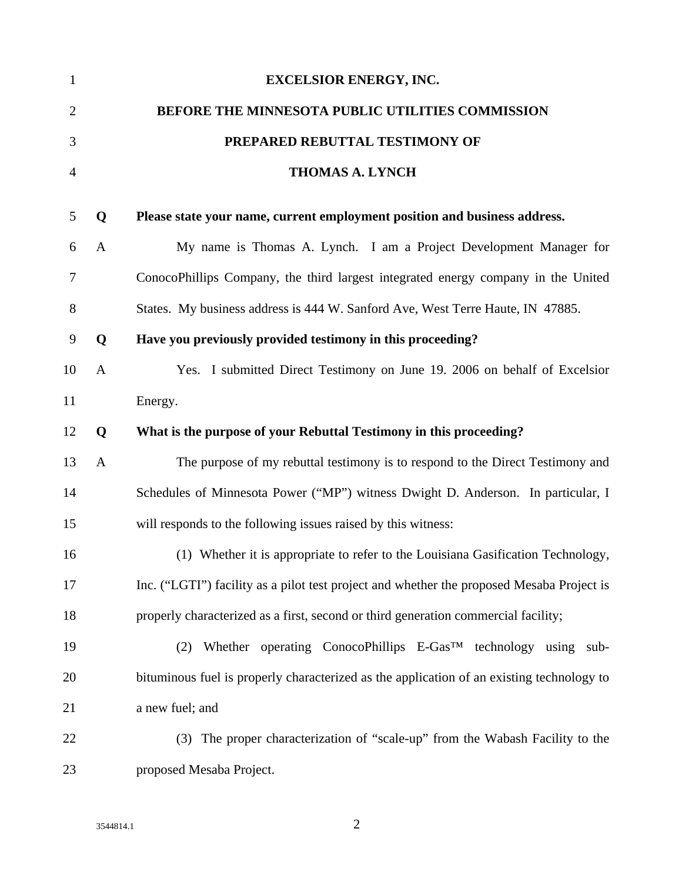**EXCELSIOR ENERGY, INC.**

**BEFORE THE MINNESOTA PUBLIC UTILITIES COMMISSION**

**PREPARED REBUTTAL TESTIMONY OF**

**THOMAS A. LYNCH**

**Q Please state your name, current employment position and business address.**

A My name is Thomas A. Lynch. I am a Project Development Manager for ConocoPhillips Company, the third largest integrated energy company in the United States. My business address is 444 W. Sanford Ave, West Terre Haute, IN 47885.

**Q Have you previously provided testimony in this proceeding?**

A Yes. I submitted Direct Testimony on June 19. 2006 on behalf of Excelsior Energy.

**Q What is the purpose of your Rebuttal Testimony in this proceeding?**

A The purpose of my rebuttal testimony is to respond to the Direct Testimony and Schedules of Minnesota Power ("MP") witness Dwight D. Anderson. In particular, I will responds to the following issues raised by this witness:

(1) Whether it is appropriate to refer to the Louisiana Gasification Technology, Inc. ("LGTI") facility as a pilot test project and whether the proposed Mesaba Project is properly characterized as a first, second or third generation commercial facility;

(2) Whether operating ConocoPhillips E-Gas™ technology using sub-bituminous fuel is properly characterized as the application of an existing technology to a new fuel; and

(3) The proper characterization of "scale-up" from the Wabash Facility to the proposed Mesaba Project.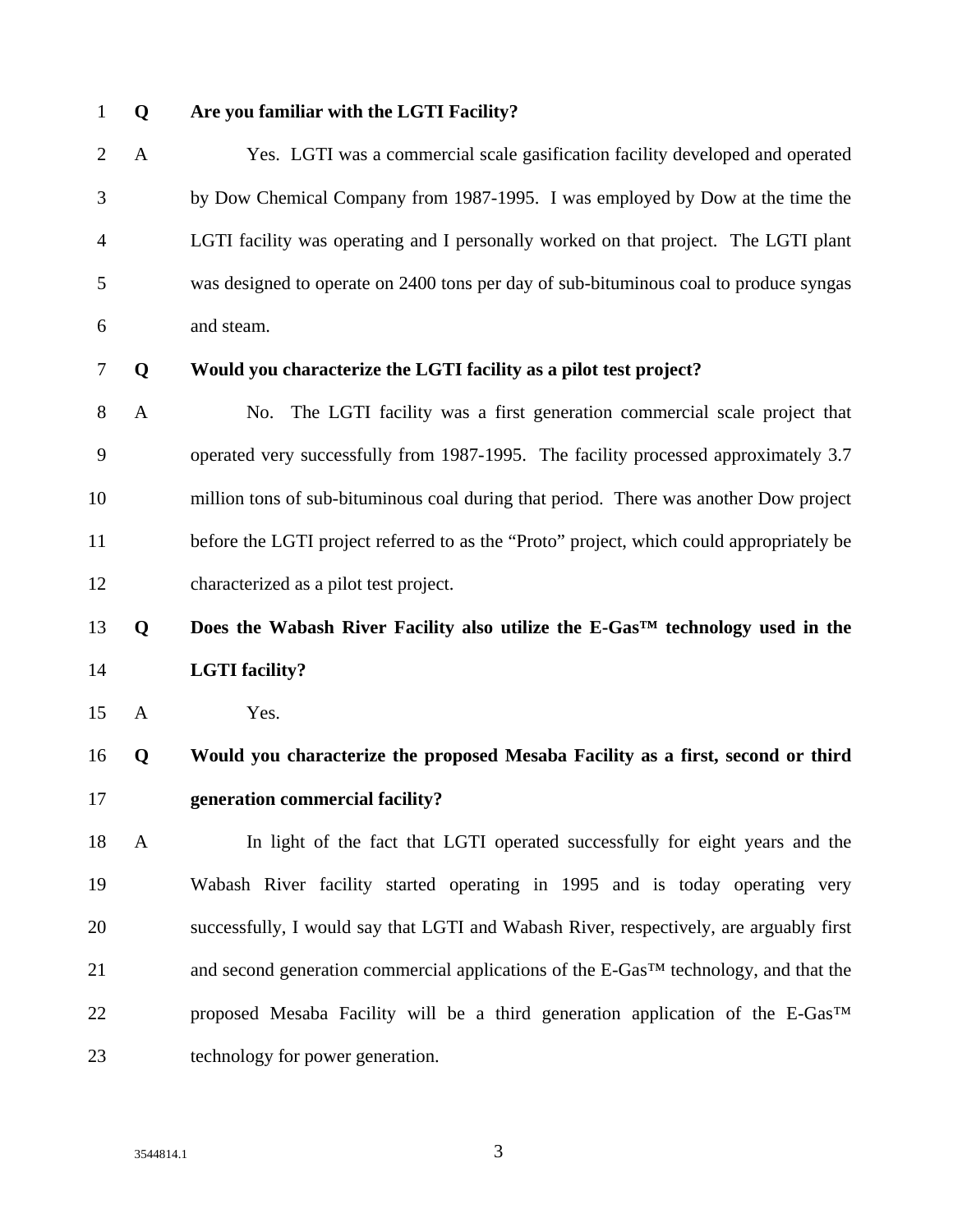**Q Are you familiar with the LGTI Facility?**

A Yes. LGTI was a commercial scale gasification facility developed and operated by Dow Chemical Company from 1987-1995. I was employed by Dow at the time the LGTI facility was operating and I personally worked on that project. The LGTI plant was designed to operate on 2400 tons per day of sub-bituminous coal to produce syngas and steam.

**Q Would you characterize the LGTI facility as a pilot test project?**

A No. The LGTI facility was a first generation commercial scale project that operated very successfully from 1987-1995. The facility processed approximately 3.7 million tons of sub-bituminous coal during that period. There was another Dow project before the LGTI project referred to as the "Proto" project, which could appropriately be characterized as a pilot test project.

**Q Does the Wabash River Facility also utilize the E-Gas™ technology used in the LGTI facility?**

A Yes.

**Q Would you characterize the proposed Mesaba Facility as a first, second or third generation commercial facility?**

A In light of the fact that LGTI operated successfully for eight years and the Wabash River facility started operating in 1995 and is today operating very successfully, I would say that LGTI and Wabash River, respectively, are arguably first and second generation commercial applications of the E-Gas™ technology, and that the proposed Mesaba Facility will be a third generation application of the E-Gas™ technology for power generation.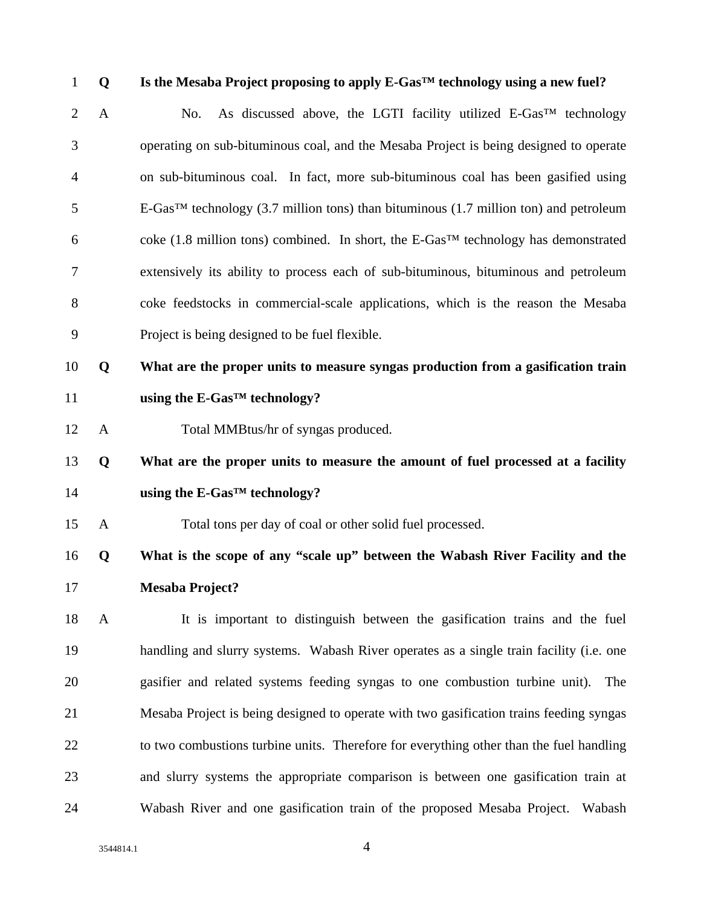**Q Is the Mesaba Project proposing to apply E-Gas™ technology using a new fuel?**

A No. As discussed above, the LGTI facility utilized E-Gas™ technology operating on sub-bituminous coal, and the Mesaba Project is being designed to operate on sub-bituminous coal. In fact, more sub-bituminous coal has been gasified using E-Gas™ technology (3.7 million tons) than bituminous (1.7 million ton) and petroleum coke (1.8 million tons) combined. In short, the E-Gas™ technology has demonstrated extensively its ability to process each of sub-bituminous, bituminous and petroleum coke feedstocks in commercial-scale applications, which is the reason the Mesaba Project is being designed to be fuel flexible.

**Q What are the proper units to measure syngas production from a gasification train using the E-Gas™ technology?**

A Total MMBtus/hr of syngas produced.

**Q What are the proper units to measure the amount of fuel processed at a facility using the E-Gas™ technology?**

A Total tons per day of coal or other solid fuel processed.

**Q What is the scope of any "scale up" between the Wabash River Facility and the Mesaba Project?**

A It is important to distinguish between the gasification trains and the fuel handling and slurry systems. Wabash River operates as a single train facility (i.e. one gasifier and related systems feeding syngas to one combustion turbine unit). The Mesaba Project is being designed to operate with two gasification trains feeding syngas to two combustions turbine units. Therefore for everything other than the fuel handling and slurry systems the appropriate comparison is between one gasification train at Wabash River and one gasification train of the proposed Mesaba Project. Wabash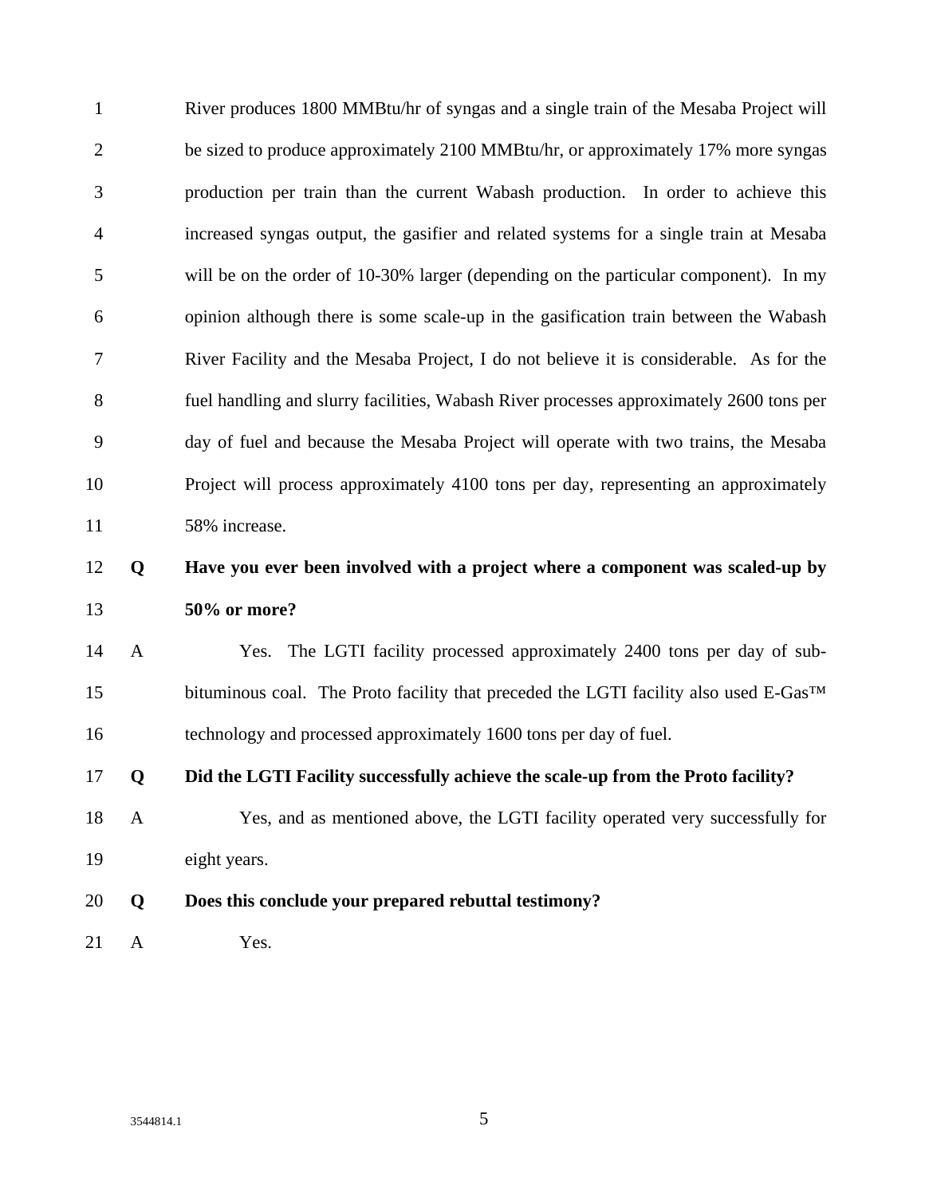River produces 1800 MMBtu/hr of syngas and a single train of the Mesaba Project will be sized to produce approximately 2100 MMBtu/hr, or approximately 17% more syngas production per train than the current Wabash production. In order to achieve this increased syngas output, the gasifier and related systems for a single train at Mesaba will be on the order of 10-30% larger (depending on the particular component). In my opinion although there is some scale-up in the gasification train between the Wabash River Facility and the Mesaba Project, I do not believe it is considerable. As for the fuel handling and slurry facilities, Wabash River processes approximately 2600 tons per day of fuel and because the Mesaba Project will operate with two trains, the Mesaba Project will process approximately 4100 tons per day, representing an approximately 58% increase.

**Q Have you ever been involved with a project where a component was scaled-up by 50% or more?**

A Yes. The LGTI facility processed approximately 2400 tons per day of sub-bituminous coal. The Proto facility that preceded the LGTI facility also used E-Gas™ technology and processed approximately 1600 tons per day of fuel.

**Q Did the LGTI Facility successfully achieve the scale-up from the Proto facility?**

A Yes, and as mentioned above, the LGTI facility operated very successfully for eight years.

**Q Does this conclude your prepared rebuttal testimony?**

A Yes.

3544814.1